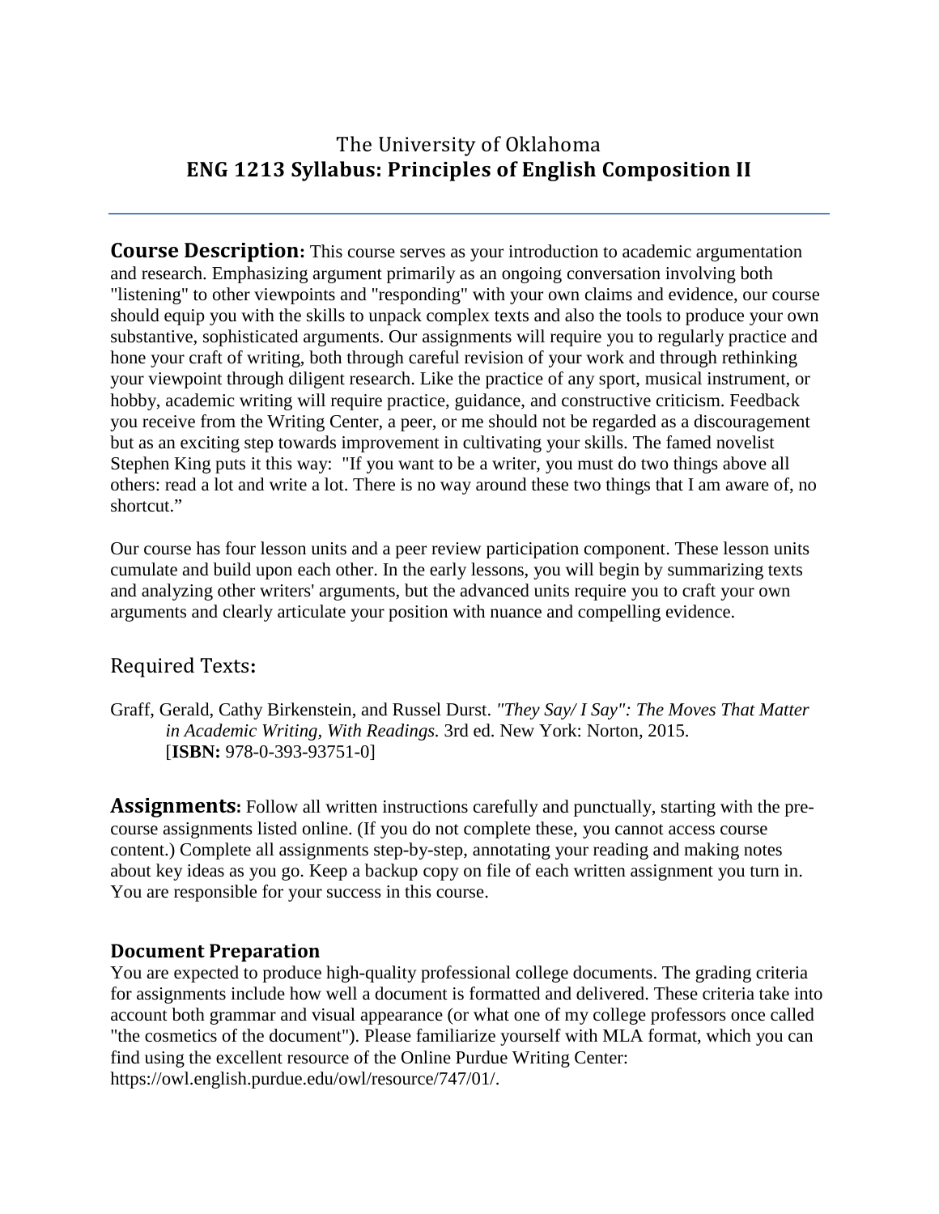# The University of Oklahoma
# **ENG 1213 Syllabus: Principles of English Composition II**

---

**Course Description:** This course serves as your introduction to academic argumentation and research. Emphasizing argument primarily as an ongoing conversation involving both "listening" to other viewpoints and "responding" with your own claims and evidence, our course should equip you with the skills to unpack complex texts and also the tools to produce your own substantive, sophisticated arguments. Our assignments will require you to regularly practice and hone your craft of writing, both through careful revision of your work and through rethinking your viewpoint through diligent research. Like the practice of any sport, musical instrument, or hobby, academic writing will require practice, guidance, and constructive criticism. Feedback you receive from the Writing Center, a peer, or me should not be regarded as a discouragement but as an exciting step towards improvement in cultivating your skills. The famed novelist Stephen King puts it this way: "If you want to be a writer, you must do two things above all others: read a lot and write a lot. There is no way around these two things that I am aware of, no shortcut."

Our course has four lesson units and a peer review participation component. These lesson units cumulate and build upon each other. In the early lessons, you will begin by summarizing texts and analyzing other writers' arguments, but the advanced units require you to craft your own arguments and clearly articulate your position with nuance and compelling evidence.

## Required Texts:

Graff, Gerald, Cathy Birkenstein, and Russel Durst. *"They Say/ I Say": The Moves That Matter in Academic Writing, With Readings.* 3rd ed. New York: Norton, 2015. [**ISBN:** 978-0-393-93751-0]

**Assignments:** Follow all written instructions carefully and punctually, starting with the pre-course assignments listed online. (If you do not complete these, you cannot access course content.) Complete all assignments step-by-step, annotating your reading and making notes about key ideas as you go. Keep a backup copy on file of each written assignment you turn in. You are responsible for your success in this course.

### Document Preparation

You are expected to produce high-quality professional college documents. The grading criteria for assignments include how well a document is formatted and delivered. These criteria take into account both grammar and visual appearance (or what one of my college professors once called "the cosmetics of the document"). Please familiarize yourself with MLA format, which you can find using the excellent resource of the Online Purdue Writing Center: https://owl.english.purdue.edu/owl/resource/747/01/.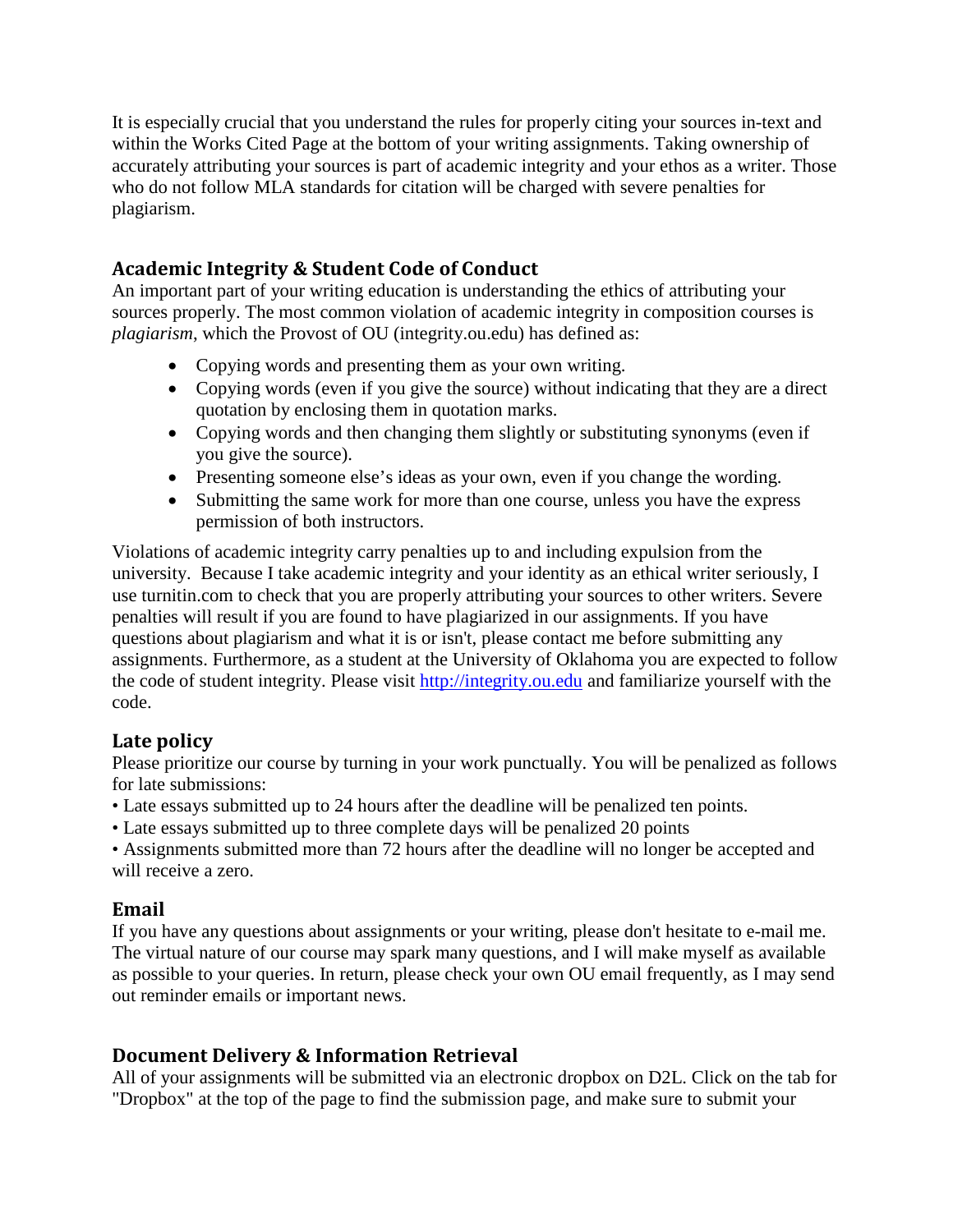It is especially crucial that you understand the rules for properly citing your sources in-text and within the Works Cited Page at the bottom of your writing assignments. Taking ownership of accurately attributing your sources is part of academic integrity and your ethos as a writer. Those who do not follow MLA standards for citation will be charged with severe penalties for plagiarism.

## Academic Integrity & Student Code of Conduct

An important part of your writing education is understanding the ethics of attributing your sources properly. The most common violation of academic integrity in composition courses is *plagiarism*, which the Provost of OU (integrity.ou.edu) has defined as:

- Copying words and presenting them as your own writing.
- Copying words (even if you give the source) without indicating that they are a direct quotation by enclosing them in quotation marks.
- Copying words and then changing them slightly or substituting synonyms (even if you give the source).
- Presenting someone else's ideas as your own, even if you change the wording.
- Submitting the same work for more than one course, unless you have the express permission of both instructors.

Violations of academic integrity carry penalties up to and including expulsion from the university. Because I take academic integrity and your identity as an ethical writer seriously, I use turnitin.com to check that you are properly attributing your sources to other writers. Severe penalties will result if you are found to have plagiarized in our assignments. If you have questions about plagiarism and what it is or isn't, please contact me before submitting any assignments. Furthermore, as a student at the University of Oklahoma you are expected to follow the code of student integrity. Please visit [http://integrity.ou.edu](http://integrity.ou.edu) and familiarize yourself with the code.

## Late policy

Please prioritize our course by turning in your work punctually. You will be penalized as follows for late submissions:

- Late essays submitted up to 24 hours after the deadline will be penalized ten points.
- Late essays submitted up to three complete days will be penalized 20 points
- Assignments submitted more than 72 hours after the deadline will no longer be accepted and will receive a zero.

## Email

If you have any questions about assignments or your writing, please don't hesitate to e-mail me. The virtual nature of our course may spark many questions, and I will make myself as available as possible to your queries. In return, please check your own OU email frequently, as I may send out reminder emails or important news.

## Document Delivery & Information Retrieval

All of your assignments will be submitted via an electronic dropbox on D2L. Click on the tab for "Dropbox" at the top of the page to find the submission page, and make sure to submit your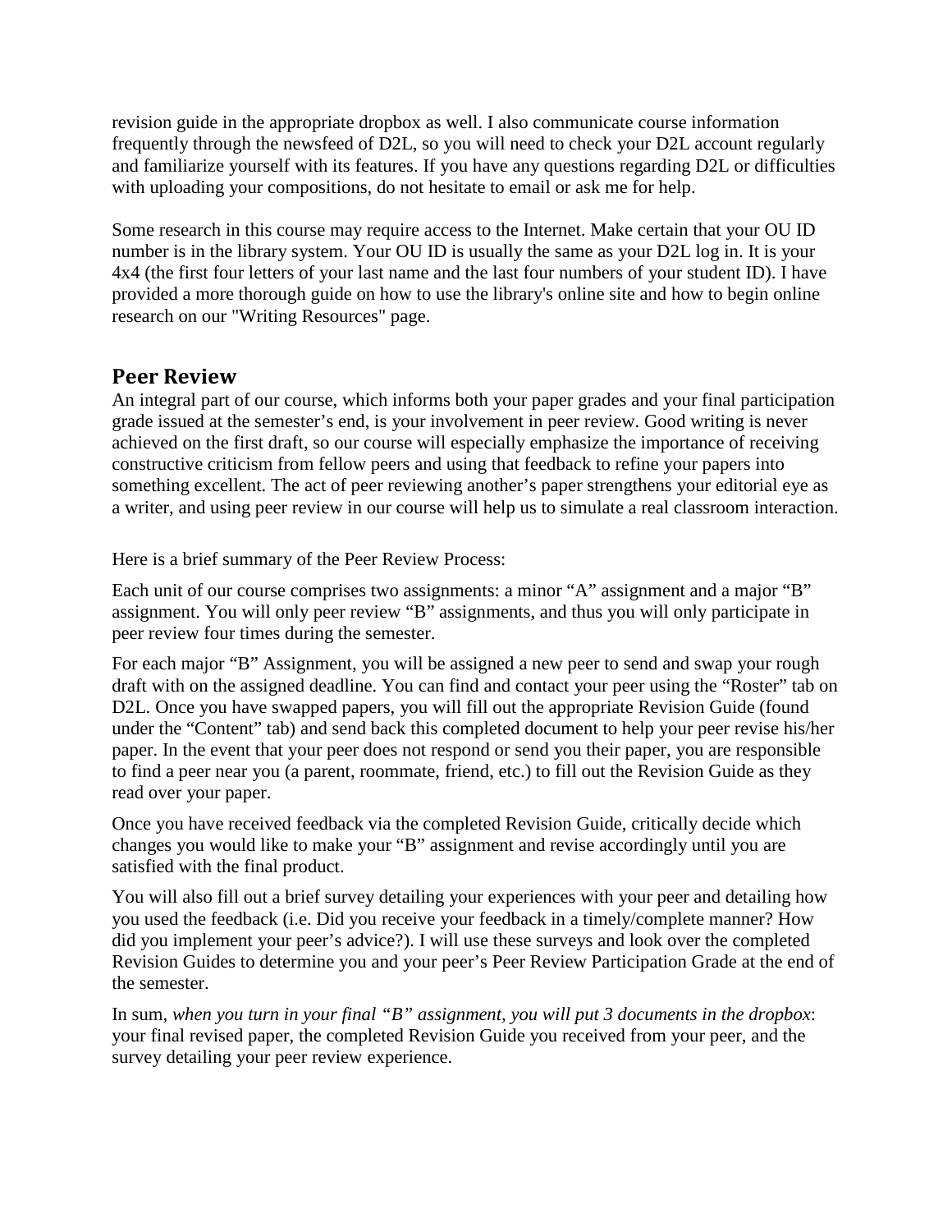revision guide in the appropriate dropbox as well. I also communicate course information frequently through the newsfeed of D2L, so you will need to check your D2L account regularly and familiarize yourself with its features. If you have any questions regarding D2L or difficulties with uploading your compositions, do not hesitate to email or ask me for help.

Some research in this course may require access to the Internet. Make certain that your OU ID number is in the library system. Your OU ID is usually the same as your D2L log in. It is your 4x4 (the first four letters of your last name and the last four numbers of your student ID). I have provided a more thorough guide on how to use the library's online site and how to begin online research on our "Writing Resources" page.

## Peer Review

An integral part of our course, which informs both your paper grades and your final participation grade issued at the semester's end, is your involvement in peer review. Good writing is never achieved on the first draft, so our course will especially emphasize the importance of receiving constructive criticism from fellow peers and using that feedback to refine your papers into something excellent. The act of peer reviewing another's paper strengthens your editorial eye as a writer, and using peer review in our course will help us to simulate a real classroom interaction.

Here is a brief summary of the Peer Review Process:

Each unit of our course comprises two assignments: a minor "A" assignment and a major "B" assignment. You will only peer review "B" assignments, and thus you will only participate in peer review four times during the semester.

For each major "B" Assignment, you will be assigned a new peer to send and swap your rough draft with on the assigned deadline. You can find and contact your peer using the "Roster" tab on D2L. Once you have swapped papers, you will fill out the appropriate Revision Guide (found under the "Content" tab) and send back this completed document to help your peer revise his/her paper. In the event that your peer does not respond or send you their paper, you are responsible to find a peer near you (a parent, roommate, friend, etc.) to fill out the Revision Guide as they read over your paper.

Once you have received feedback via the completed Revision Guide, critically decide which changes you would like to make your "B" assignment and revise accordingly until you are satisfied with the final product.

You will also fill out a brief survey detailing your experiences with your peer and detailing how you used the feedback (i.e. Did you receive your feedback in a timely/complete manner? How did you implement your peer's advice?). I will use these surveys and look over the completed Revision Guides to determine you and your peer's Peer Review Participation Grade at the end of the semester.

In sum, *when you turn in your final "B" assignment, you will put 3 documents in the dropbox*: your final revised paper, the completed Revision Guide you received from your peer, and the survey detailing your peer review experience.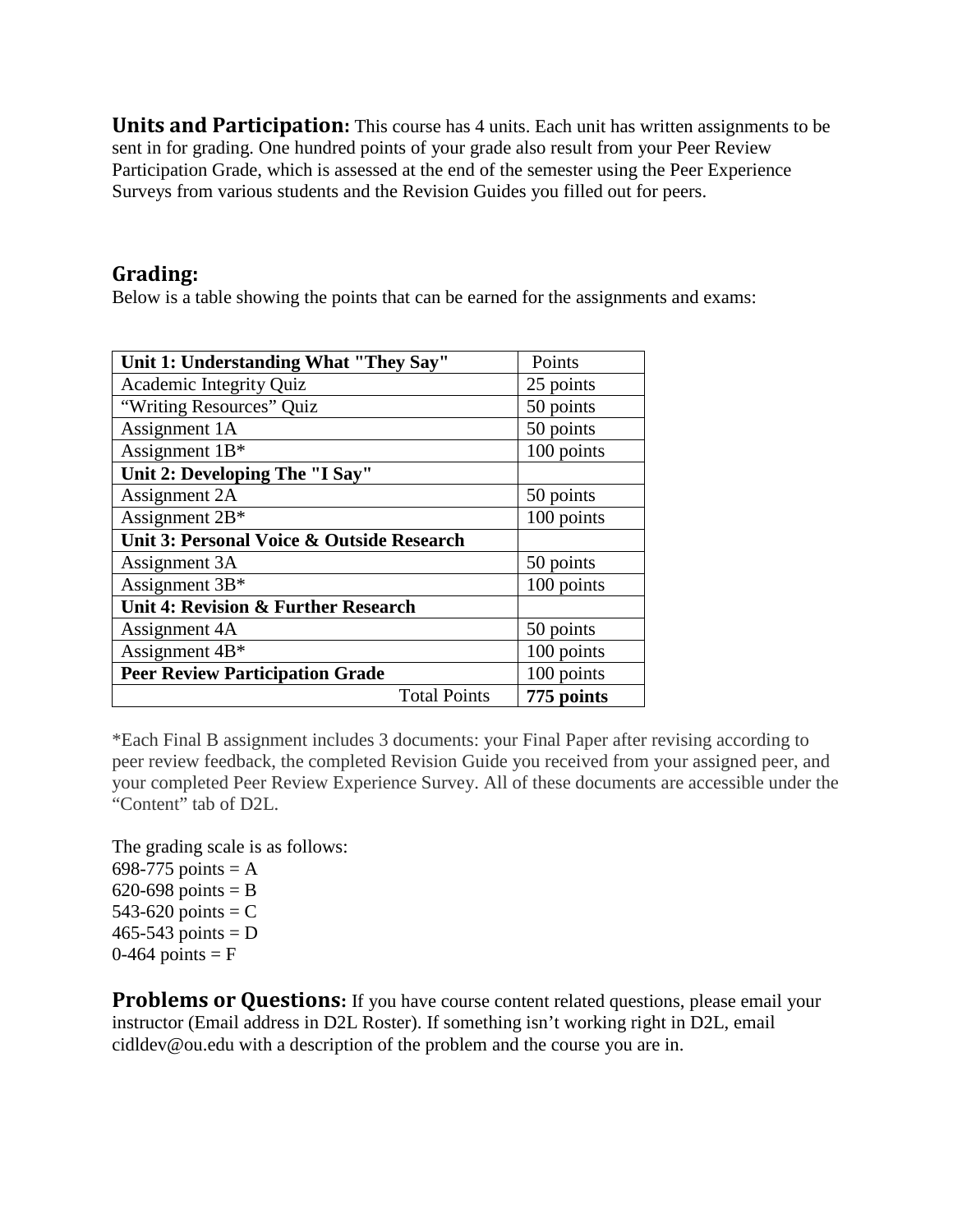**Units and Participation:** This course has 4 units. Each unit has written assignments to be sent in for grading. One hundred points of your grade also result from your Peer Review Participation Grade, which is assessed at the end of the semester using the Peer Experience Surveys from various students and the Revision Guides you filled out for peers.

## Grading:

Below is a table showing the points that can be earned for the assignments and exams:

| **Unit 1: Understanding What "They Say"** | Points |
|---|---|
| Academic Integrity Quiz | 25 points |
| “Writing Resources” Quiz | 50 points |
| Assignment 1A | 50 points |
| Assignment 1B* | 100 points |
| **Unit 2: Developing The "I Say"** | |
| Assignment 2A | 50 points |
| Assignment 2B* | 100 points |
| **Unit 3: Personal Voice & Outside Research** | |
| Assignment 3A | 50 points |
| Assignment 3B* | 100 points |
| **Unit 4: Revision & Further Research** | |
| Assignment 4A | 50 points |
| Assignment 4B* | 100 points |
| **Peer Review Participation Grade** | 100 points |
| Total Points | **775 points** |

*Each Final B assignment includes 3 documents: your Final Paper after revising according to peer review feedback, the completed Revision Guide you received from your assigned peer, and your completed Peer Review Experience Survey. All of these documents are accessible under the “Content” tab of D2L.

The grading scale is as follows:
698-775 points = A
620-698 points = B
543-620 points = C
465-543 points = D
0-464 points = F

**Problems or Questions:** If you have course content related questions, please email your instructor (Email address in D2L Roster). If something isn’t working right in D2L, email cidldev@ou.edu with a description of the problem and the course you are in.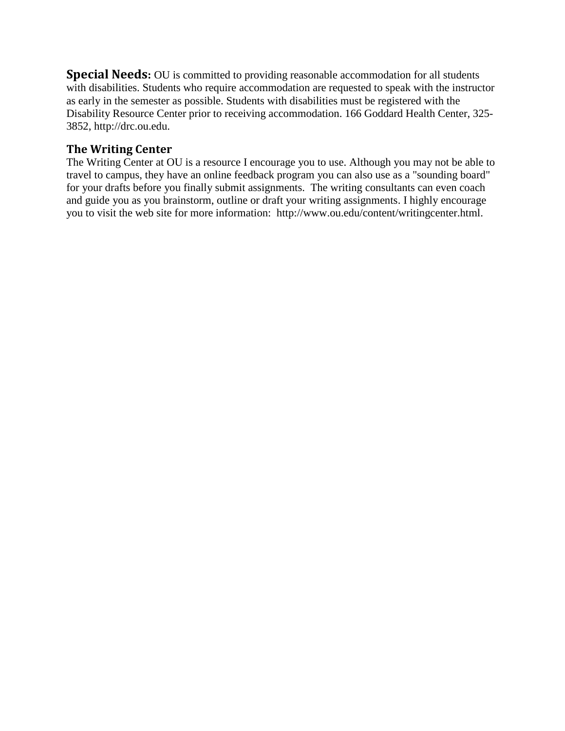**Special Needs:** OU is committed to providing reasonable accommodation for all students with disabilities. Students who require accommodation are requested to speak with the instructor as early in the semester as possible. Students with disabilities must be registered with the Disability Resource Center prior to receiving accommodation. 166 Goddard Health Center, 325-3852, http://drc.ou.edu.

### The Writing Center

The Writing Center at OU is a resource I encourage you to use. Although you may not be able to travel to campus, they have an online feedback program you can also use as a "sounding board" for your drafts before you finally submit assignments. The writing consultants can even coach and guide you as you brainstorm, outline or draft your writing assignments. I highly encourage you to visit the web site for more information: http://www.ou.edu/content/writingcenter.html.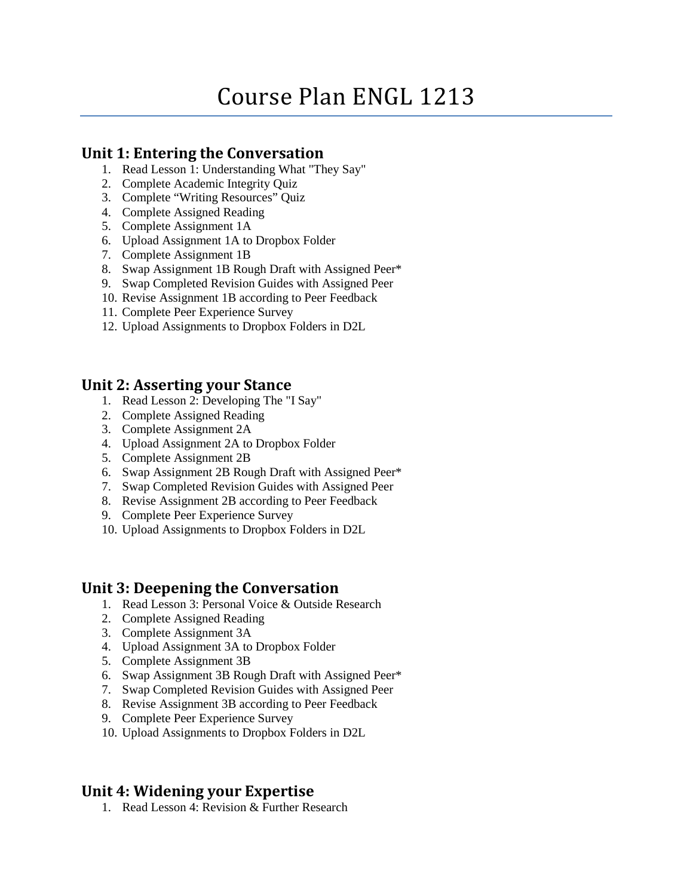# Course Plan ENGL 1213

## Unit 1: Entering the Conversation

1. Read Lesson 1: Understanding What "They Say"
2. Complete Academic Integrity Quiz
3. Complete "Writing Resources" Quiz
4. Complete Assigned Reading
5. Complete Assignment 1A
6. Upload Assignment 1A to Dropbox Folder
7. Complete Assignment 1B
8. Swap Assignment 1B Rough Draft with Assigned Peer*
9. Swap Completed Revision Guides with Assigned Peer
10. Revise Assignment 1B according to Peer Feedback
11. Complete Peer Experience Survey
12. Upload Assignments to Dropbox Folders in D2L

## Unit 2: Asserting your Stance

1. Read Lesson 2: Developing The "I Say"
2. Complete Assigned Reading
3. Complete Assignment 2A
4. Upload Assignment 2A to Dropbox Folder
5. Complete Assignment 2B
6. Swap Assignment 2B Rough Draft with Assigned Peer*
7. Swap Completed Revision Guides with Assigned Peer
8. Revise Assignment 2B according to Peer Feedback
9. Complete Peer Experience Survey
10. Upload Assignments to Dropbox Folders in D2L

## Unit 3: Deepening the Conversation

1. Read Lesson 3: Personal Voice & Outside Research
2. Complete Assigned Reading
3. Complete Assignment 3A
4. Upload Assignment 3A to Dropbox Folder
5. Complete Assignment 3B
6. Swap Assignment 3B Rough Draft with Assigned Peer*
7. Swap Completed Revision Guides with Assigned Peer
8. Revise Assignment 3B according to Peer Feedback
9. Complete Peer Experience Survey
10. Upload Assignments to Dropbox Folders in D2L

## Unit 4: Widening your Expertise

1. Read Lesson 4: Revision & Further Research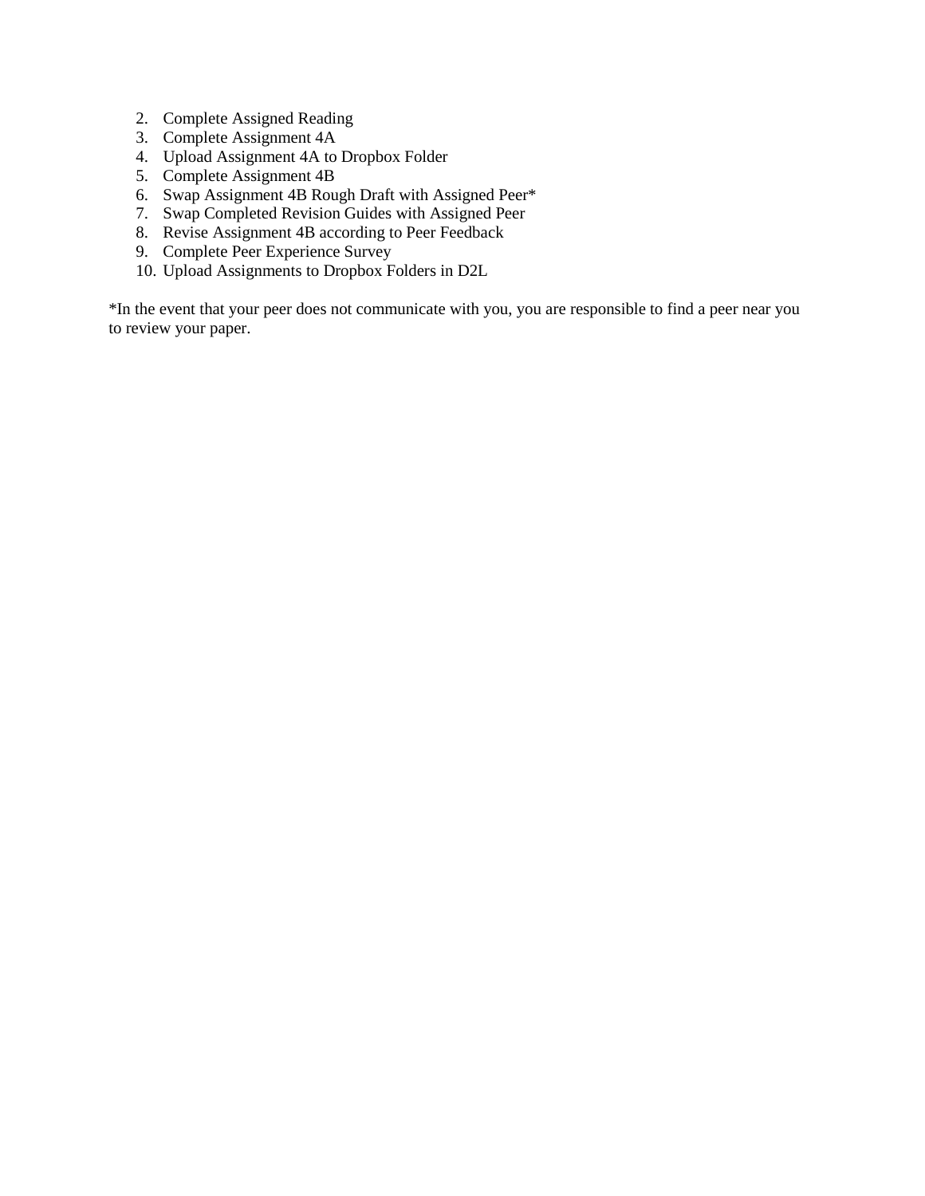2. Complete Assigned Reading
3. Complete Assignment 4A
4. Upload Assignment 4A to Dropbox Folder
5. Complete Assignment 4B
6. Swap Assignment 4B Rough Draft with Assigned Peer*
7. Swap Completed Revision Guides with Assigned Peer
8. Revise Assignment 4B according to Peer Feedback
9. Complete Peer Experience Survey
10. Upload Assignments to Dropbox Folders in D2L

*In the event that your peer does not communicate with you, you are responsible to find a peer near you to review your paper.